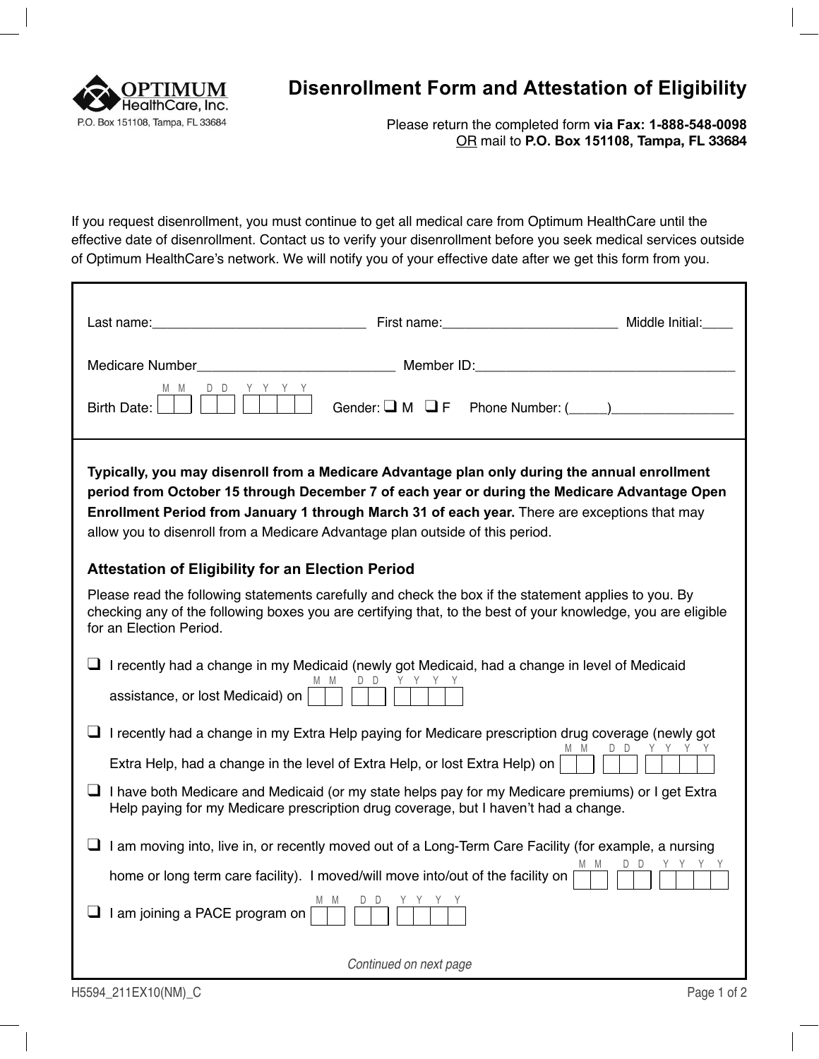OPTIMUM HealthCare, Inc.
P.O. Box 151108, Tampa, FL 33684

# Disenrollment Form and Attestation of Eligibility

Please return the completed form **via Fax: 1-888-548-0098**
OR mail to **P.O. Box 151108, Tampa, FL 33684**

If you request disenrollment, you must continue to get all medical care from Optimum HealthCare until the effective date of disenrollment. Contact us to verify your disenrollment before you seek medical services outside of Optimum HealthCare's network. We will notify you of your effective date after we get this form from you.

Last name:______________________________ First name:________________________ Middle Initial:____

Medicare Number__________________________ Member ID:___________________________________

Birth Date: MM / DD / YYYY  Gender: ❑ M ❑ F  Phone Number: (_____)________________

**Typically, you may disenroll from a Medicare Advantage plan only during the annual enrollment period from October 15 through December 7 of each year or during the Medicare Advantage Open Enrollment Period from January 1 through March 31 of each year.** There are exceptions that may allow you to disenroll from a Medicare Advantage plan outside of this period.

### Attestation of Eligibility for an Election Period

Please read the following statements carefully and check the box if the statement applies to you. By checking any of the following boxes you are certifying that, to the best of your knowledge, you are eligible for an Election Period.

❑ I recently had a change in my Medicaid (newly got Medicaid, had a change in level of Medicaid assistance, or lost Medicaid) on MM / DD / YYYY

❑ I recently had a change in my Extra Help paying for Medicare prescription drug coverage (newly got Extra Help, had a change in the level of Extra Help, or lost Extra Help) on MM / DD / YYYY

❑ I have both Medicare and Medicaid (or my state helps pay for my Medicare premiums) or I get Extra Help paying for my Medicare prescription drug coverage, but I haven't had a change.

❑ I am moving into, live in, or recently moved out of a Long-Term Care Facility (for example, a nursing home or long term care facility). I moved/will move into/out of the facility on MM / DD / YYYY

❑ I am joining a PACE program on MM / DD / YYYY

*Continued on next page*

H5594_211EX10(NM)_C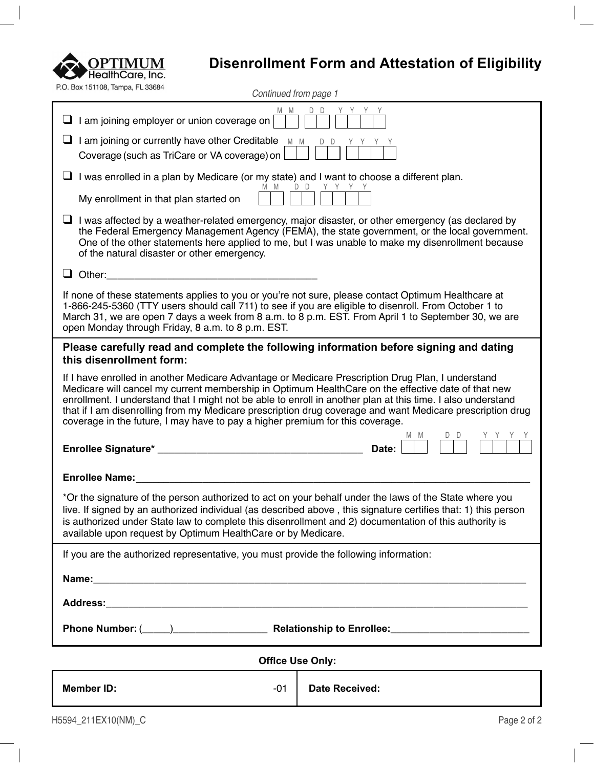OPTIMUM HealthCare, Inc.
P.O. Box 151108, Tampa, FL 33684

# Disenrollment Form and Attestation of Eligibility

*Continued from page 1*

- ☐ I am joining employer or union coverage on MM/DD/YYYY
- ☐ I am joining or currently have other Creditable Coverage (such as TriCare or VA coverage) on MM/DD/YYYY
- ☐ I was enrolled in a plan by Medicare (or my state) and I want to choose a different plan.
  My enrollment in that plan started on MM/DD/YYYY
- ☐ I was affected by a weather-related emergency, major disaster, or other emergency (as declared by the Federal Emergency Management Agency (FEMA), the state government, or the local government. One of the other statements here applied to me, but I was unable to make my disenrollment because of the natural disaster or other emergency.
- ☐ Other:______________________________________

If none of these statements applies to you or you're not sure, please contact Optimum Healthcare at 1-866-245-5360 (TTY users should call 711) to see if you are eligible to disenroll. From October 1 to March 31, we are open 7 days a week from 8 a.m. to 8 p.m. EST. From April 1 to September 30, we are open Monday through Friday, 8 a.m. to 8 p.m. EST.

**Please carefully read and complete the following information before signing and dating this disenrollment form:**

If I have enrolled in another Medicare Advantage or Medicare Prescription Drug Plan, I understand Medicare will cancel my current membership in Optimum HealthCare on the effective date of that new enrollment. I understand that I might not be able to enroll in another plan at this time. I also understand that if I am disenrolling from my Medicare prescription drug coverage and want Medicare prescription drug coverage in the future, I may have to pay a higher premium for this coverage.

**Enrollee Signature*** ______________________________________ **Date:** MM/DD/YYYY

**Enrollee Name:**______________________________________________________________________

*Or the signature of the person authorized to act on your behalf under the laws of the State where you live. If signed by an authorized individual (as described above , this signature certifies that: 1) this person is authorized under State law to complete this disenrollment and 2) documentation of this authority is available upon request by Optimum HealthCare or by Medicare.

If you are the authorized representative, you must provide the following information:

**Name:**_______________________________________________________________________________

**Address:**_____________________________________________________________________________

**Phone Number:** (_____)_________________ **Relationship to Enrollee:**_________________________

**Office Use Only:**

| | |
|---|---|
| **Member ID:** -01 | **Date Received:** |

H5594_211EX10(NM)_C